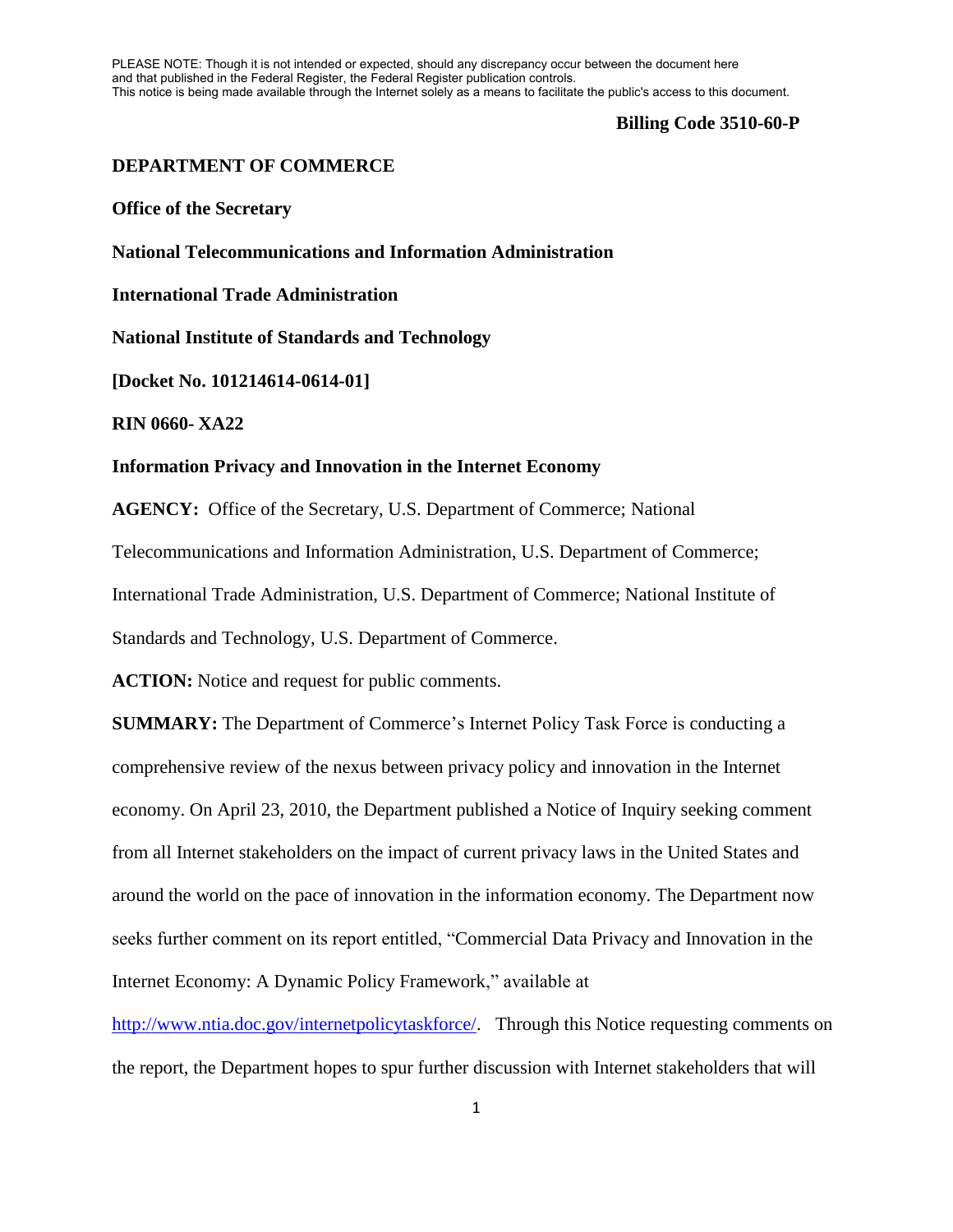PLEASE NOTE: Though it is not intended or expected, should any discrepancy occur between the document here and that published in the Federal Register, the Federal Register publication controls. This notice is being made available through the Internet solely as a means to facilitate the public's access to this document.

**Billing Code 3510-60-P**

**DEPARTMENT OF COMMERCE**

**Office of the Secretary**

**National Telecommunications and Information Administration**

**International Trade Administration**

**National Institute of Standards and Technology**

**[Docket No. 101214614-0614-01]**

**RIN 0660- XA22**

**Information Privacy and Innovation in the Internet Economy**

**AGENCY:** Office of the Secretary, U.S. Department of Commerce; National Telecommunications and Information Administration, U.S. Department of Commerce; International Trade Administration, U.S. Department of Commerce; National Institute of Standards and Technology, U.S. Department of Commerce.

**ACTION:** Notice and request for public comments.

**SUMMARY:** The Department of Commerce's Internet Policy Task Force is conducting a comprehensive review of the nexus between privacy policy and innovation in the Internet economy. On April 23, 2010, the Department published a Notice of Inquiry seeking comment from all Internet stakeholders on the impact of current privacy laws in the United States and around the world on the pace of innovation in the information economy. The Department now seeks further comment on its report entitled, "Commercial Data Privacy and Innovation in the Internet Economy: A Dynamic Policy Framework," available at http://www.ntia.doc.gov/internetpolicytaskforce/. Through this Notice requesting comments on the report, the Department hopes to spur further discussion with Internet stakeholders that will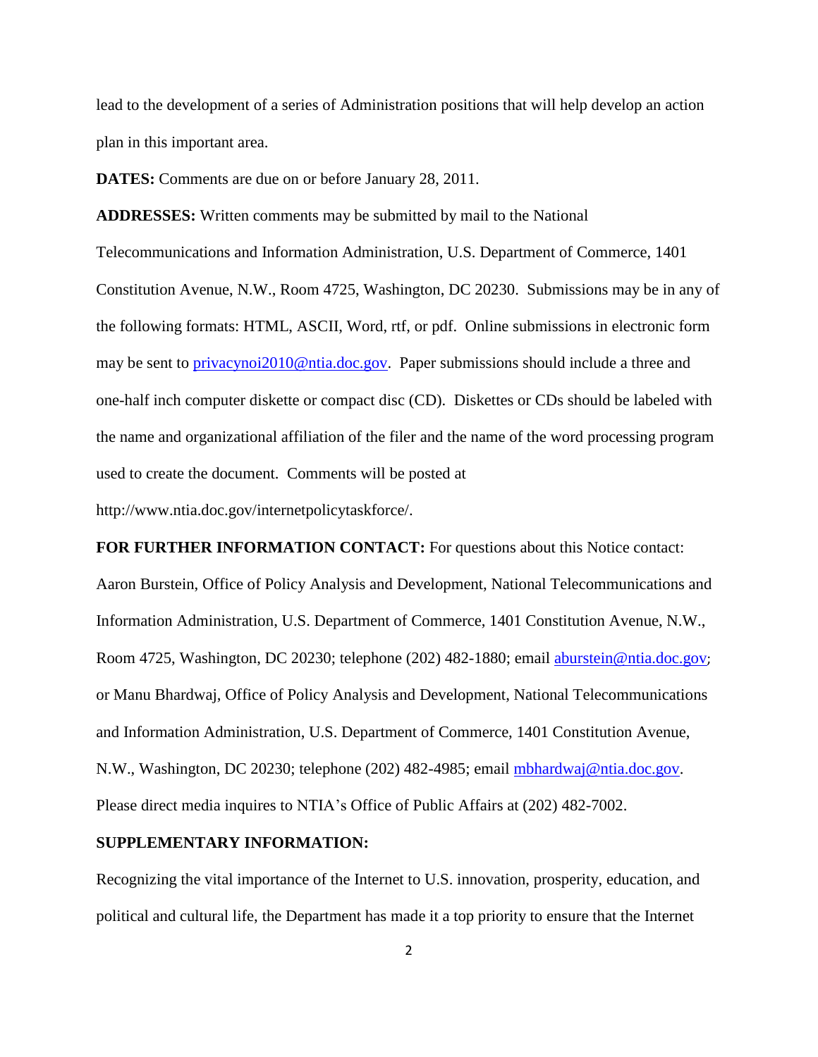lead to the development of a series of Administration positions that will help develop an action plan in this important area.

**DATES:** Comments are due on or before January 28, 2011.

**ADDRESSES:** Written comments may be submitted by mail to the National Telecommunications and Information Administration, U.S. Department of Commerce, 1401 Constitution Avenue, N.W., Room 4725, Washington, DC 20230. Submissions may be in any of the following formats: HTML, ASCII, Word, rtf, or pdf. Online submissions in electronic form may be sent to privacynoi2010@ntia.doc.gov. Paper submissions should include a three and one-half inch computer diskette or compact disc (CD). Diskettes or CDs should be labeled with the name and organizational affiliation of the filer and the name of the word processing program used to create the document. Comments will be posted at http://www.ntia.doc.gov/internetpolicytaskforce/.

**FOR FURTHER INFORMATION CONTACT:** For questions about this Notice contact: Aaron Burstein, Office of Policy Analysis and Development, National Telecommunications and Information Administration, U.S. Department of Commerce, 1401 Constitution Avenue, N.W., Room 4725, Washington, DC 20230; telephone (202) 482-1880; email aburstein@ntia.doc.gov; or Manu Bhardwaj, Office of Policy Analysis and Development, National Telecommunications and Information Administration, U.S. Department of Commerce, 1401 Constitution Avenue, N.W., Washington, DC 20230; telephone (202) 482-4985; email mbhardwaj@ntia.doc.gov. Please direct media inquires to NTIA's Office of Public Affairs at (202) 482-7002.

**SUPPLEMENTARY INFORMATION:**

Recognizing the vital importance of the Internet to U.S. innovation, prosperity, education, and political and cultural life, the Department has made it a top priority to ensure that the Internet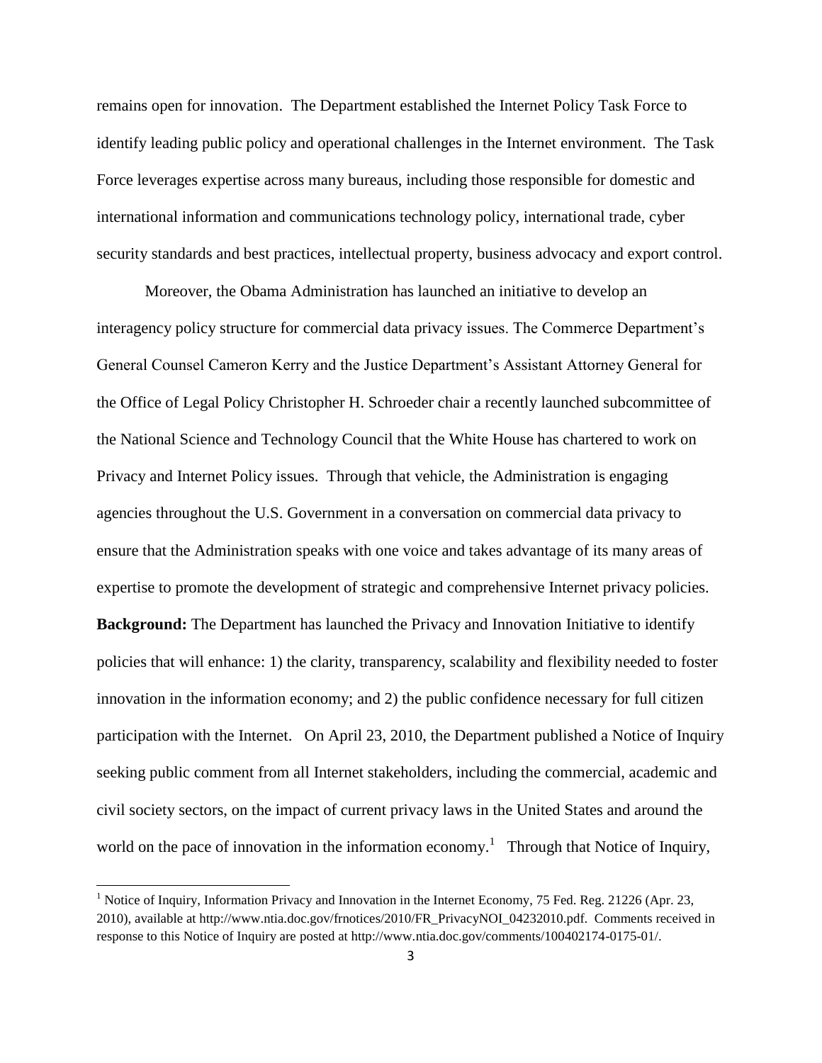remains open for innovation. The Department established the Internet Policy Task Force to identify leading public policy and operational challenges in the Internet environment. The Task Force leverages expertise across many bureaus, including those responsible for domestic and international information and communications technology policy, international trade, cyber security standards and best practices, intellectual property, business advocacy and export control.

Moreover, the Obama Administration has launched an initiative to develop an interagency policy structure for commercial data privacy issues. The Commerce Department's General Counsel Cameron Kerry and the Justice Department's Assistant Attorney General for the Office of Legal Policy Christopher H. Schroeder chair a recently launched subcommittee of the National Science and Technology Council that the White House has chartered to work on Privacy and Internet Policy issues. Through that vehicle, the Administration is engaging agencies throughout the U.S. Government in a conversation on commercial data privacy to ensure that the Administration speaks with one voice and takes advantage of its many areas of expertise to promote the development of strategic and comprehensive Internet privacy policies.

**Background:** The Department has launched the Privacy and Innovation Initiative to identify policies that will enhance: 1) the clarity, transparency, scalability and flexibility needed to foster innovation in the information economy; and 2) the public confidence necessary for full citizen participation with the Internet. On April 23, 2010, the Department published a Notice of Inquiry seeking public comment from all Internet stakeholders, including the commercial, academic and civil society sectors, on the impact of current privacy laws in the United States and around the world on the pace of innovation in the information economy.[1] Through that Notice of Inquiry,

[1] Notice of Inquiry, Information Privacy and Innovation in the Internet Economy, 75 Fed. Reg. 21226 (Apr. 23, 2010), available at http://www.ntia.doc.gov/frnotices/2010/FR_PrivacyNOI_04232010.pdf. Comments received in response to this Notice of Inquiry are posted at http://www.ntia.doc.gov/comments/100402174-0175-01/.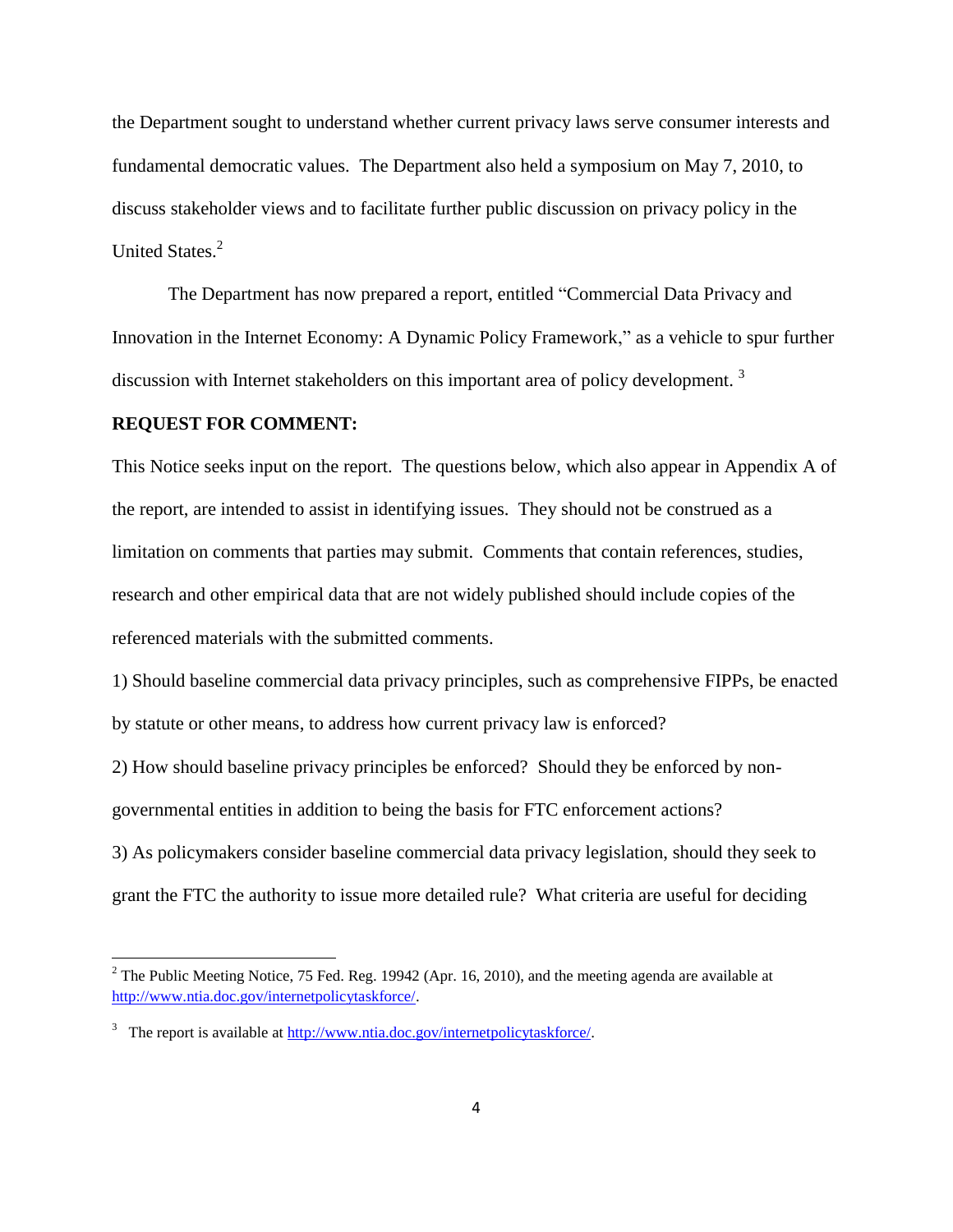the Department sought to understand whether current privacy laws serve consumer interests and fundamental democratic values. The Department also held a symposium on May 7, 2010, to discuss stakeholder views and to facilitate further public discussion on privacy policy in the United States.[2]

The Department has now prepared a report, entitled "Commercial Data Privacy and Innovation in the Internet Economy: A Dynamic Policy Framework," as a vehicle to spur further discussion with Internet stakeholders on this important area of policy development. [3]

**REQUEST FOR COMMENT:**

This Notice seeks input on the report. The questions below, which also appear in Appendix A of the report, are intended to assist in identifying issues. They should not be construed as a limitation on comments that parties may submit. Comments that contain references, studies, research and other empirical data that are not widely published should include copies of the referenced materials with the submitted comments.

1) Should baseline commercial data privacy principles, such as comprehensive FIPPs, be enacted by statute or other means, to address how current privacy law is enforced?

2) How should baseline privacy principles be enforced? Should they be enforced by non-governmental entities in addition to being the basis for FTC enforcement actions?

3) As policymakers consider baseline commercial data privacy legislation, should they seek to grant the FTC the authority to issue more detailed rule? What criteria are useful for deciding

---

[2] The Public Meeting Notice, 75 Fed. Reg. 19942 (Apr. 16, 2010), and the meeting agenda are available at http://www.ntia.doc.gov/internetpolicytaskforce/.

[3] The report is available at http://www.ntia.doc.gov/internetpolicytaskforce/.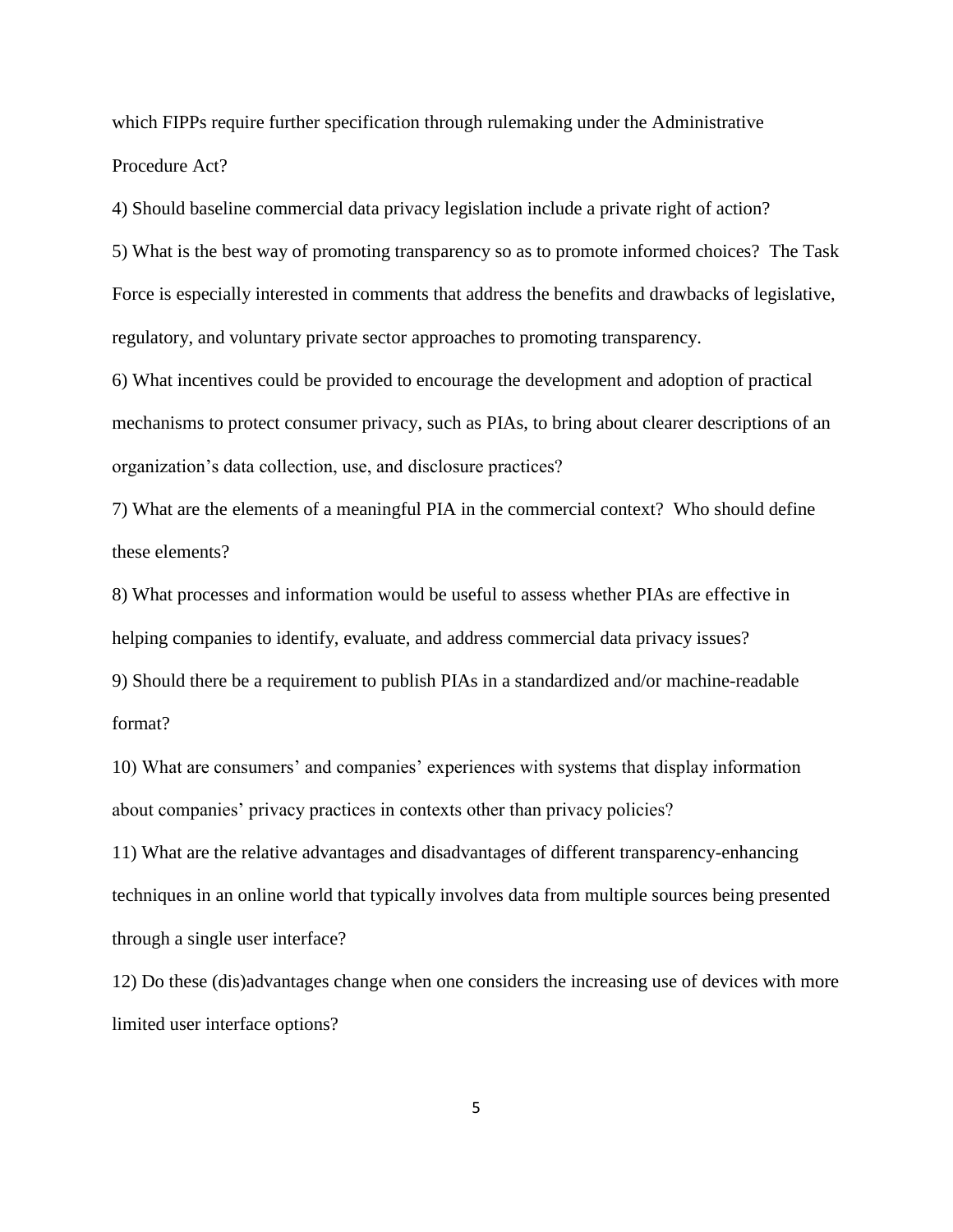which FIPPs require further specification through rulemaking under the Administrative Procedure Act?

4) Should baseline commercial data privacy legislation include a private right of action?

5) What is the best way of promoting transparency so as to promote informed choices? The Task Force is especially interested in comments that address the benefits and drawbacks of legislative, regulatory, and voluntary private sector approaches to promoting transparency.

6) What incentives could be provided to encourage the development and adoption of practical mechanisms to protect consumer privacy, such as PIAs, to bring about clearer descriptions of an organization's data collection, use, and disclosure practices?

7) What are the elements of a meaningful PIA in the commercial context? Who should define these elements?

8) What processes and information would be useful to assess whether PIAs are effective in helping companies to identify, evaluate, and address commercial data privacy issues?

9) Should there be a requirement to publish PIAs in a standardized and/or machine-readable format?

10) What are consumers' and companies' experiences with systems that display information about companies' privacy practices in contexts other than privacy policies?

11) What are the relative advantages and disadvantages of different transparency-enhancing techniques in an online world that typically involves data from multiple sources being presented through a single user interface?

12) Do these (dis)advantages change when one considers the increasing use of devices with more limited user interface options?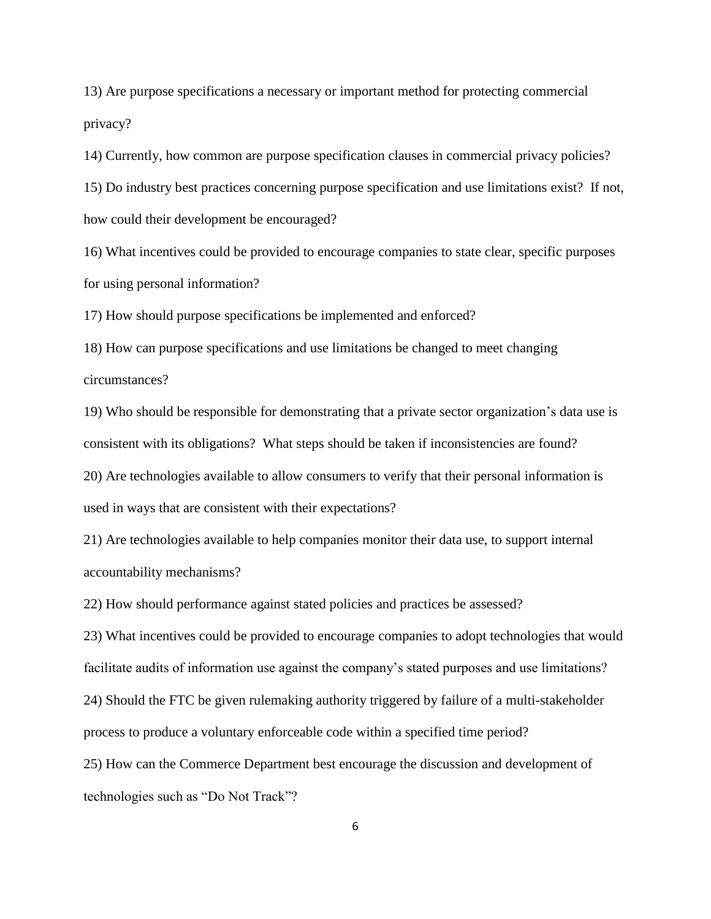13) Are purpose specifications a necessary or important method for protecting commercial privacy?

14) Currently, how common are purpose specification clauses in commercial privacy policies?

15) Do industry best practices concerning purpose specification and use limitations exist? If not, how could their development be encouraged?

16) What incentives could be provided to encourage companies to state clear, specific purposes for using personal information?

17) How should purpose specifications be implemented and enforced?

18) How can purpose specifications and use limitations be changed to meet changing circumstances?

19) Who should be responsible for demonstrating that a private sector organization's data use is consistent with its obligations? What steps should be taken if inconsistencies are found?

20) Are technologies available to allow consumers to verify that their personal information is used in ways that are consistent with their expectations?

21) Are technologies available to help companies monitor their data use, to support internal accountability mechanisms?

22) How should performance against stated policies and practices be assessed?

23) What incentives could be provided to encourage companies to adopt technologies that would facilitate audits of information use against the company's stated purposes and use limitations?

24) Should the FTC be given rulemaking authority triggered by failure of a multi-stakeholder process to produce a voluntary enforceable code within a specified time period?

25) How can the Commerce Department best encourage the discussion and development of technologies such as "Do Not Track"?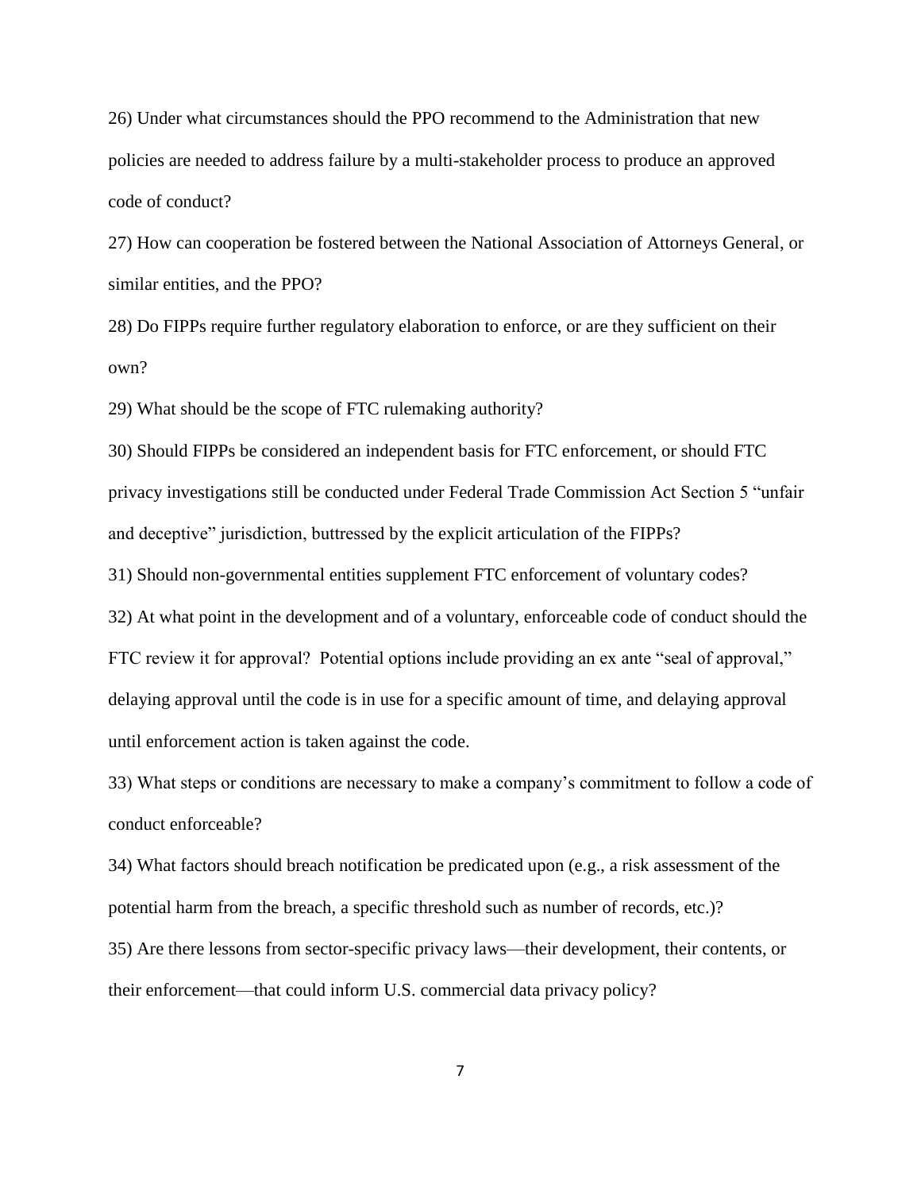26) Under what circumstances should the PPO recommend to the Administration that new policies are needed to address failure by a multi-stakeholder process to produce an approved code of conduct?

27) How can cooperation be fostered between the National Association of Attorneys General, or similar entities, and the PPO?

28) Do FIPPs require further regulatory elaboration to enforce, or are they sufficient on their own?

29) What should be the scope of FTC rulemaking authority?

30) Should FIPPs be considered an independent basis for FTC enforcement, or should FTC privacy investigations still be conducted under Federal Trade Commission Act Section 5 "unfair and deceptive" jurisdiction, buttressed by the explicit articulation of the FIPPs?

31) Should non-governmental entities supplement FTC enforcement of voluntary codes?

32) At what point in the development and of a voluntary, enforceable code of conduct should the FTC review it for approval? Potential options include providing an ex ante "seal of approval," delaying approval until the code is in use for a specific amount of time, and delaying approval until enforcement action is taken against the code.

33) What steps or conditions are necessary to make a company's commitment to follow a code of conduct enforceable?

34) What factors should breach notification be predicated upon (e.g., a risk assessment of the potential harm from the breach, a specific threshold such as number of records, etc.)?

35) Are there lessons from sector-specific privacy laws—their development, their contents, or their enforcement—that could inform U.S. commercial data privacy policy?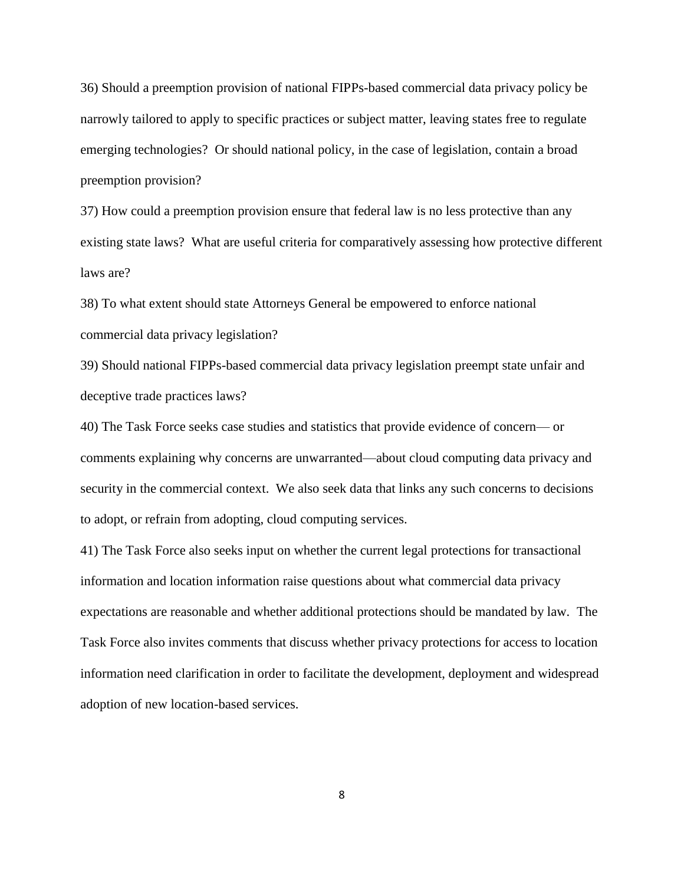36) Should a preemption provision of national FIPPs-based commercial data privacy policy be narrowly tailored to apply to specific practices or subject matter, leaving states free to regulate emerging technologies? Or should national policy, in the case of legislation, contain a broad preemption provision?

37) How could a preemption provision ensure that federal law is no less protective than any existing state laws? What are useful criteria for comparatively assessing how protective different laws are?

38) To what extent should state Attorneys General be empowered to enforce national commercial data privacy legislation?

39) Should national FIPPs-based commercial data privacy legislation preempt state unfair and deceptive trade practices laws?

40) The Task Force seeks case studies and statistics that provide evidence of concern— or comments explaining why concerns are unwarranted—about cloud computing data privacy and security in the commercial context. We also seek data that links any such concerns to decisions to adopt, or refrain from adopting, cloud computing services.

41) The Task Force also seeks input on whether the current legal protections for transactional information and location information raise questions about what commercial data privacy expectations are reasonable and whether additional protections should be mandated by law. The Task Force also invites comments that discuss whether privacy protections for access to location information need clarification in order to facilitate the development, deployment and widespread adoption of new location-based services.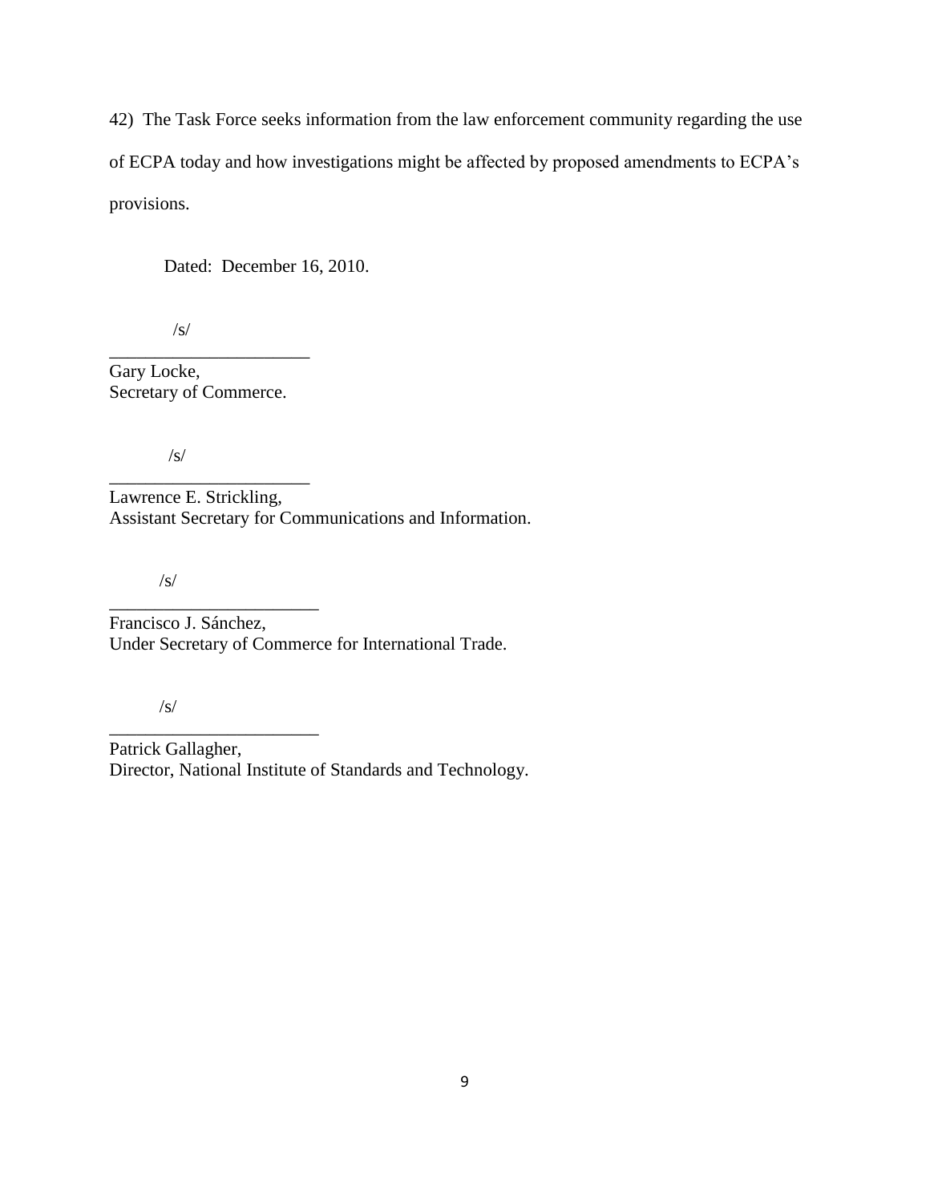42) The Task Force seeks information from the law enforcement community regarding the use of ECPA today and how investigations might be affected by proposed amendments to ECPA's provisions.

Dated: December 16, 2010.

/s/
______________________
Gary Locke,
Secretary of Commerce.

/s/
______________________
Lawrence E. Strickling,
Assistant Secretary for Communications and Information.

/s/
______________________
Francisco J. Sánchez,
Under Secretary of Commerce for International Trade.

/s/
______________________
Patrick Gallagher,
Director, National Institute of Standards and Technology.